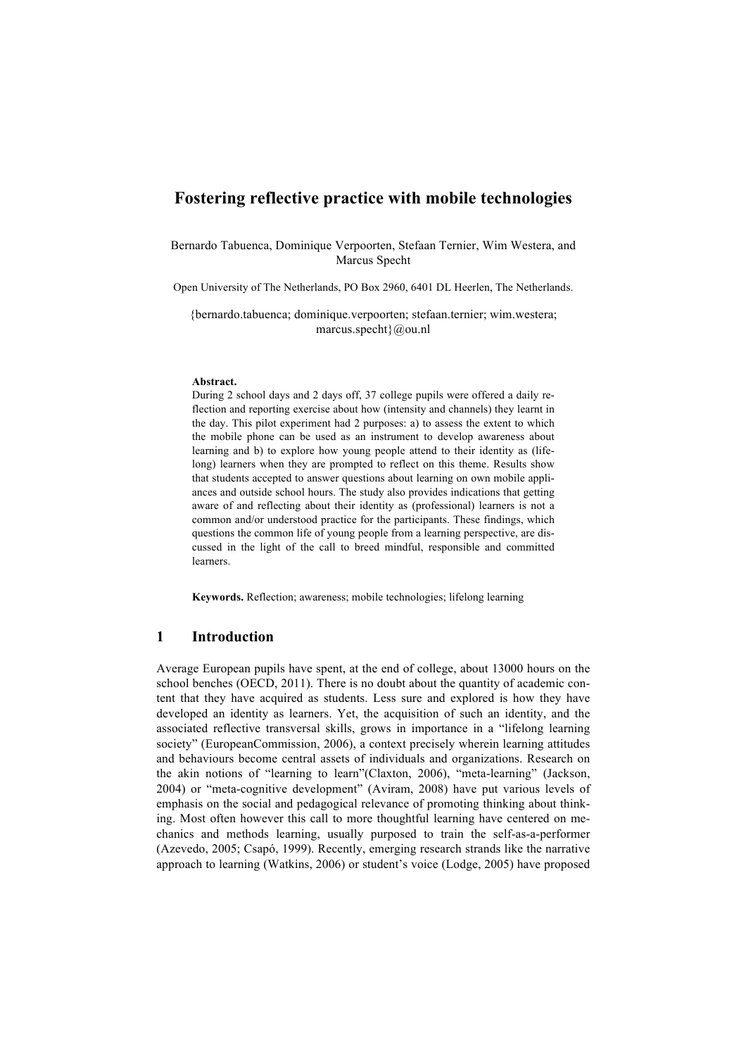# Fostering reflective practice with mobile technologies

Bernardo Tabuenca, Dominique Verpoorten, Stefaan Ternier, Wim Westera, and Marcus Specht

Open University of The Netherlands, PO Box 2960, 6401 DL Heerlen, The Netherlands.

{bernardo.tabuenca; dominique.verpoorten; stefaan.ternier; wim.westera; marcus.specht}@ou.nl

**Abstract.**
During 2 school days and 2 days off, 37 college pupils were offered a daily reflection and reporting exercise about how (intensity and channels) they learnt in the day. This pilot experiment had 2 purposes: a) to assess the extent to which the mobile phone can be used as an instrument to develop awareness about learning and b) to explore how young people attend to their identity as (lifelong) learners when they are prompted to reflect on this theme. Results show that students accepted to answer questions about learning on own mobile appliances and outside school hours. The study also provides indications that getting aware of and reflecting about their identity as (professional) learners is not a common and/or understood practice for the participants. These findings, which questions the common life of young people from a learning perspective, are discussed in the light of the call to breed mindful, responsible and committed learners.

**Keywords.** Reflection; awareness; mobile technologies; lifelong learning

## 1 Introduction

Average European pupils have spent, at the end of college, about 13000 hours on the school benches (OECD, 2011). There is no doubt about the quantity of academic content that they have acquired as students. Less sure and explored is how they have developed an identity as learners. Yet, the acquisition of such an identity, and the associated reflective transversal skills, grows in importance in a "lifelong learning society" (EuropeanCommission, 2006), a context precisely wherein learning attitudes and behaviours become central assets of individuals and organizations. Research on the akin notions of "learning to learn"(Claxton, 2006), "meta-learning" (Jackson, 2004) or "meta-cognitive development" (Aviram, 2008) have put various levels of emphasis on the social and pedagogical relevance of promoting thinking about thinking. Most often however this call to more thoughtful learning have centered on mechanics and methods learning, usually purposed to train the self-as-a-performer (Azevedo, 2005; Csapó, 1999). Recently, emerging research strands like the narrative approach to learning (Watkins, 2006) or student's voice (Lodge, 2005) have proposed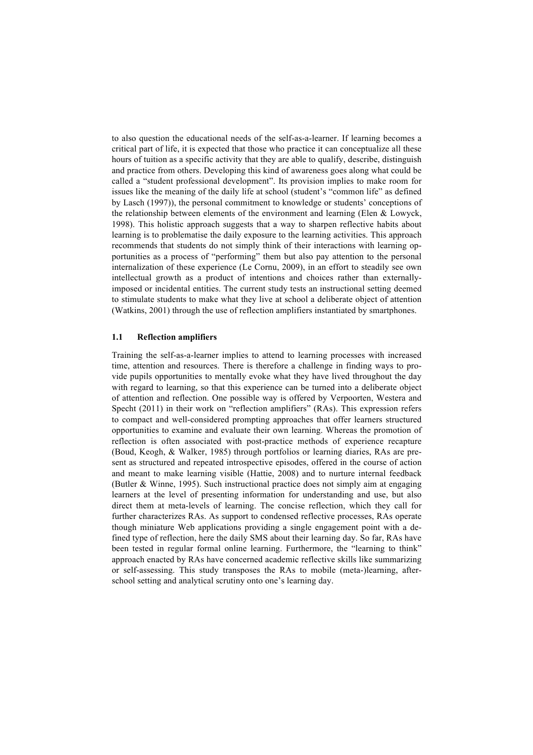to also question the educational needs of the self-as-a-learner. If learning becomes a critical part of life, it is expected that those who practice it can conceptualize all these hours of tuition as a specific activity that they are able to qualify, describe, distinguish and practice from others. Developing this kind of awareness goes along what could be called a "student professional development". Its provision implies to make room for issues like the meaning of the daily life at school (student's "common life" as defined by Lasch (1997)), the personal commitment to knowledge or students' conceptions of the relationship between elements of the environment and learning (Elen & Lowyck, 1998). This holistic approach suggests that a way to sharpen reflective habits about learning is to problematise the daily exposure to the learning activities. This approach recommends that students do not simply think of their interactions with learning opportunities as a process of "performing" them but also pay attention to the personal internalization of these experience (Le Cornu, 2009), in an effort to steadily see own intellectual growth as a product of intentions and choices rather than externally-imposed or incidental entities. The current study tests an instructional setting deemed to stimulate students to make what they live at school a deliberate object of attention (Watkins, 2001) through the use of reflection amplifiers instantiated by smartphones.

### 1.1 Reflection amplifiers

Training the self-as-a-learner implies to attend to learning processes with increased time, attention and resources. There is therefore a challenge in finding ways to provide pupils opportunities to mentally evoke what they have lived throughout the day with regard to learning, so that this experience can be turned into a deliberate object of attention and reflection. One possible way is offered by Verpoorten, Westera and Specht (2011) in their work on "reflection amplifiers" (RAs). This expression refers to compact and well-considered prompting approaches that offer learners structured opportunities to examine and evaluate their own learning. Whereas the promotion of reflection is often associated with post-practice methods of experience recapture (Boud, Keogh, & Walker, 1985) through portfolios or learning diaries, RAs are present as structured and repeated introspective episodes, offered in the course of action and meant to make learning visible (Hattie, 2008) and to nurture internal feedback (Butler & Winne, 1995). Such instructional practice does not simply aim at engaging learners at the level of presenting information for understanding and use, but also direct them at meta-levels of learning. The concise reflection, which they call for further characterizes RAs. As support to condensed reflective processes, RAs operate though miniature Web applications providing a single engagement point with a defined type of reflection, here the daily SMS about their learning day. So far, RAs have been tested in regular formal online learning. Furthermore, the "learning to think" approach enacted by RAs have concerned academic reflective skills like summarizing or self-assessing. This study transposes the RAs to mobile (meta-)learning, after-school setting and analytical scrutiny onto one's learning day.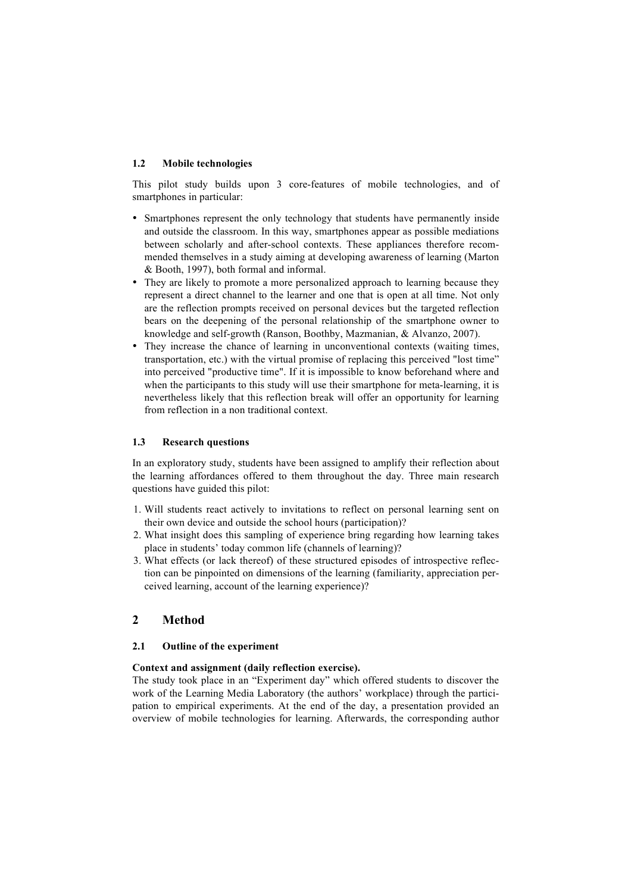### 1.2 Mobile technologies

This pilot study builds upon 3 core-features of mobile technologies, and of smartphones in particular:

- Smartphones represent the only technology that students have permanently inside and outside the classroom. In this way, smartphones appear as possible mediations between scholarly and after-school contexts. These appliances therefore recommended themselves in a study aiming at developing awareness of learning (Marton & Booth, 1997), both formal and informal.
- They are likely to promote a more personalized approach to learning because they represent a direct channel to the learner and one that is open at all time. Not only are the reflection prompts received on personal devices but the targeted reflection bears on the deepening of the personal relationship of the smartphone owner to knowledge and self-growth (Ranson, Boothby, Mazmanian, & Alvanzo, 2007).
- They increase the chance of learning in unconventional contexts (waiting times, transportation, etc.) with the virtual promise of replacing this perceived "lost time" into perceived "productive time". If it is impossible to know beforehand where and when the participants to this study will use their smartphone for meta-learning, it is nevertheless likely that this reflection break will offer an opportunity for learning from reflection in a non traditional context.

### 1.3 Research questions

In an exploratory study, students have been assigned to amplify their reflection about the learning affordances offered to them throughout the day. Three main research questions have guided this pilot:

1. Will students react actively to invitations to reflect on personal learning sent on their own device and outside the school hours (participation)?
2. What insight does this sampling of experience bring regarding how learning takes place in students' today common life (channels of learning)?
3. What effects (or lack thereof) of these structured episodes of introspective reflection can be pinpointed on dimensions of the learning (familiarity, appreciation perceived learning, account of the learning experience)?

## 2 Method

### 2.1 Outline of the experiment

**Context and assignment (daily reflection exercise).**
The study took place in an "Experiment day" which offered students to discover the work of the Learning Media Laboratory (the authors' workplace) through the participation to empirical experiments. At the end of the day, a presentation provided an overview of mobile technologies for learning. Afterwards, the corresponding author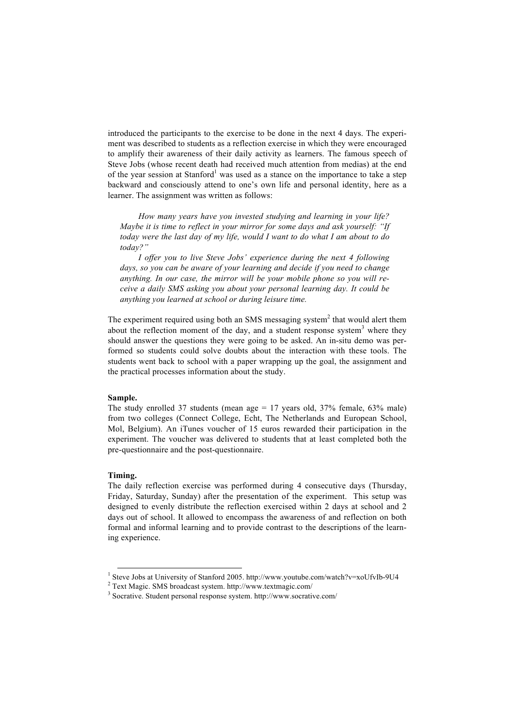introduced the participants to the exercise to be done in the next 4 days. The experiment was described to students as a reflection exercise in which they were encouraged to amplify their awareness of their daily activity as learners. The famous speech of Steve Jobs (whose recent death had received much attention from medias) at the end of the year session at Stanford[1] was used as a stance on the importance to take a step backward and consciously attend to one's own life and personal identity, here as a learner. The assignment was written as follows:

> *How many years have you invested studying and learning in your life? Maybe it is time to reflect in your mirror for some days and ask yourself: "If today were the last day of my life, would I want to do what I am about to do today?"*
>
> *I offer you to live Steve Jobs' experience during the next 4 following days, so you can be aware of your learning and decide if you need to change anything. In our case, the mirror will be your mobile phone so you will receive a daily SMS asking you about your personal learning day. It could be anything you learned at school or during leisure time.*

The experiment required using both an SMS messaging system[2] that would alert them about the reflection moment of the day, and a student response system[3] where they should answer the questions they were going to be asked. An in-situ demo was performed so students could solve doubts about the interaction with these tools. The students went back to school with a paper wrapping up the goal, the assignment and the practical processes information about the study.

**Sample.**
The study enrolled 37 students (mean age = 17 years old, 37% female, 63% male) from two colleges (Connect College, Echt, The Netherlands and European School, Mol, Belgium). An iTunes voucher of 15 euros rewarded their participation in the experiment. The voucher was delivered to students that at least completed both the pre-questionnaire and the post-questionnaire.

**Timing.**
The daily reflection exercise was performed during 4 consecutive days (Thursday, Friday, Saturday, Sunday) after the presentation of the experiment. This setup was designed to evenly distribute the reflection exercised within 2 days at school and 2 days out of school. It allowed to encompass the awareness of and reflection on both formal and informal learning and to provide contrast to the descriptions of the learning experience.

---

[1] Steve Jobs at University of Stanford 2005. http://www.youtube.com/watch?v=xoUfvIb-9U4
[2] Text Magic. SMS broadcast system. http://www.textmagic.com/
[3] Socrative. Student personal response system. http://www.socrative.com/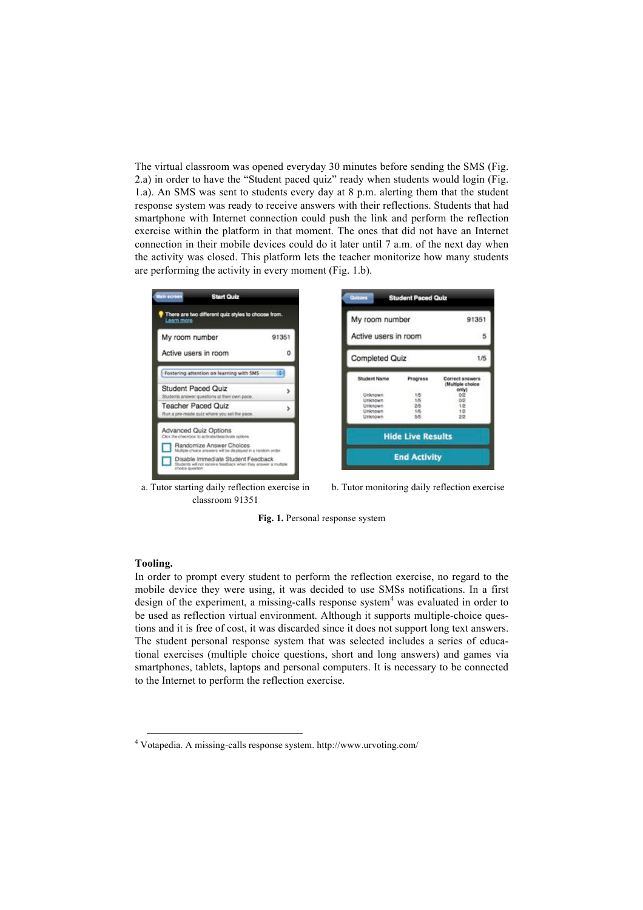The virtual classroom was opened everyday 30 minutes before sending the SMS (Fig. 2.a) in order to have the "Student paced quiz" ready when students would login (Fig. 1.a). An SMS was sent to students every day at 8 p.m. alerting them that the student response system was ready to receive answers with their reflections. Students that had smartphone with Internet connection could push the link and perform the reflection exercise within the platform in that moment. The ones that did not have an Internet connection in their mobile devices could do it later until 7 a.m. of the next day when the activity was closed. This platform lets the teacher monitorize how many students are performing the activity in every moment (Fig. 1.b).

a. Tutor starting daily reflection exercise in classroom 91351

b. Tutor monitoring daily reflection exercise

**Fig. 1.** Personal response system

**Tooling.**

In order to prompt every student to perform the reflection exercise, no regard to the mobile device they were using, it was decided to use SMSs notifications. In a first design of the experiment, a missing-calls response system[4] was evaluated in order to be used as reflection virtual environment. Although it supports multiple-choice questions and it is free of cost, it was discarded since it does not support long text answers. The student personal response system that was selected includes a series of educational exercises (multiple choice questions, short and long answers) and games via smartphones, tablets, laptops and personal computers. It is necessary to be connected to the Internet to perform the reflection exercise.

[4] Votapedia. A missing-calls response system. http://www.urvoting.com/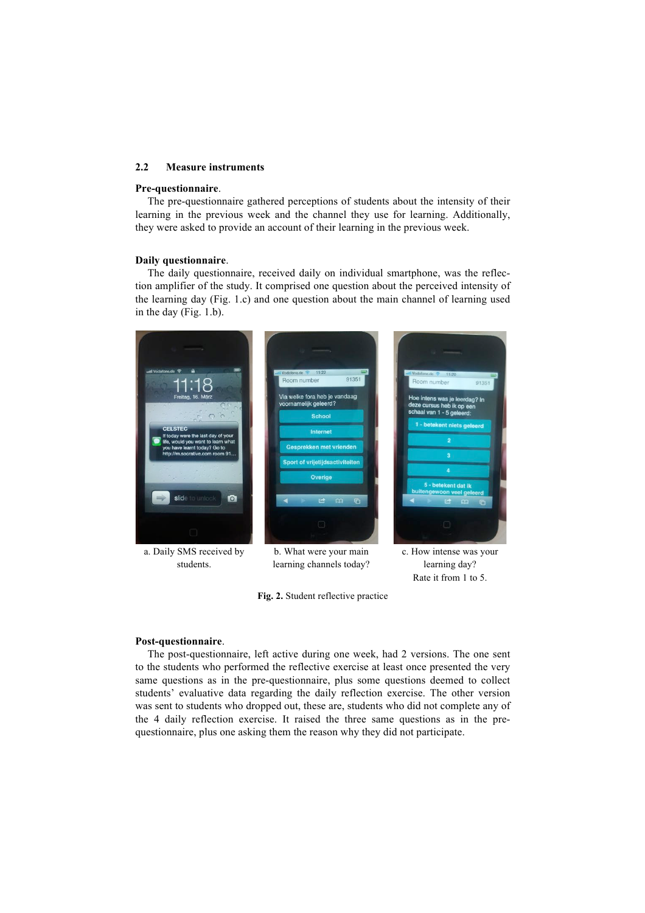### 2.2 Measure instruments

**Pre-questionnaire**.

The pre-questionnaire gathered perceptions of students about the intensity of their learning in the previous week and the channel they use for learning. Additionally, they were asked to provide an account of their learning in the previous week.

**Daily questionnaire**.

The daily questionnaire, received daily on individual smartphone, was the reflection amplifier of the study. It comprised one question about the perceived intensity of the learning day (Fig. 1.c) and one question about the main channel of learning used in the day (Fig. 1.b).

a. Daily SMS received by students.

b. What were your main learning channels today?

c. How intense was your learning day? Rate it from 1 to 5.

**Fig. 2.** Student reflective practice

**Post-questionnaire**.

The post-questionnaire, left active during one week, had 2 versions. The one sent to the students who performed the reflective exercise at least once presented the very same questions as in the pre-questionnaire, plus some questions deemed to collect students' evaluative data regarding the daily reflection exercise. The other version was sent to students who dropped out, these are, students who did not complete any of the 4 daily reflection exercise. It raised the three same questions as in the pre-questionnaire, plus one asking them the reason why they did not participate.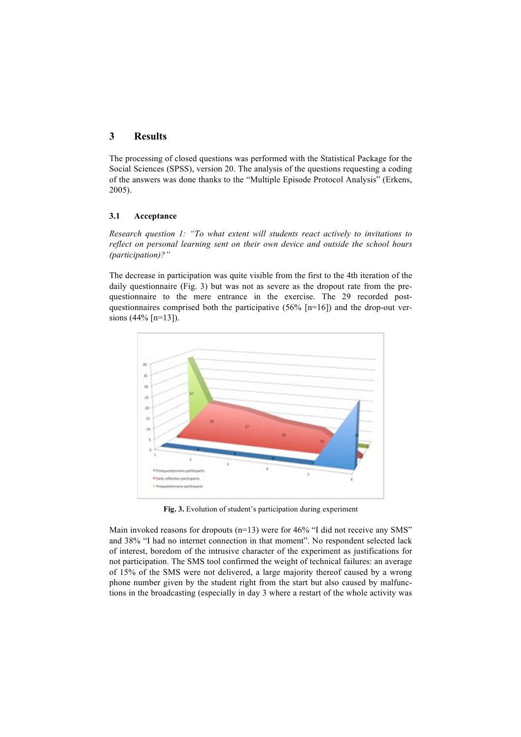## 3 Results

The processing of closed questions was performed with the Statistical Package for the Social Sciences (SPSS), version 20. The analysis of the questions requesting a coding of the answers was done thanks to the "Multiple Episode Protocol Analysis" (Erkens, 2005).

### 3.1 Acceptance

*Research question 1: "To what extent will students react actively to invitations to reflect on personal learning sent on their own device and outside the school hours (participation)?"*

The decrease in participation was quite visible from the first to the 4th iteration of the daily questionnaire (Fig. 3) but was not as severe as the dropout rate from the pre-questionnaire to the mere entrance in the exercise. The 29 recorded post-questionnaires comprised both the participative (56% [n=16]) and the drop-out versions (44% [n=13]).

**Fig. 3.** Evolution of student's participation during experiment

Main invoked reasons for dropouts (n=13) were for 46% "I did not receive any SMS" and 38% "I had no internet connection in that moment". No respondent selected lack of interest, boredom of the intrusive character of the experiment as justifications for not participation. The SMS tool confirmed the weight of technical failures: an average of 15% of the SMS were not delivered, a large majority thereof caused by a wrong phone number given by the student right from the start but also caused by malfunctions in the broadcasting (especially in day 3 where a restart of the whole activity was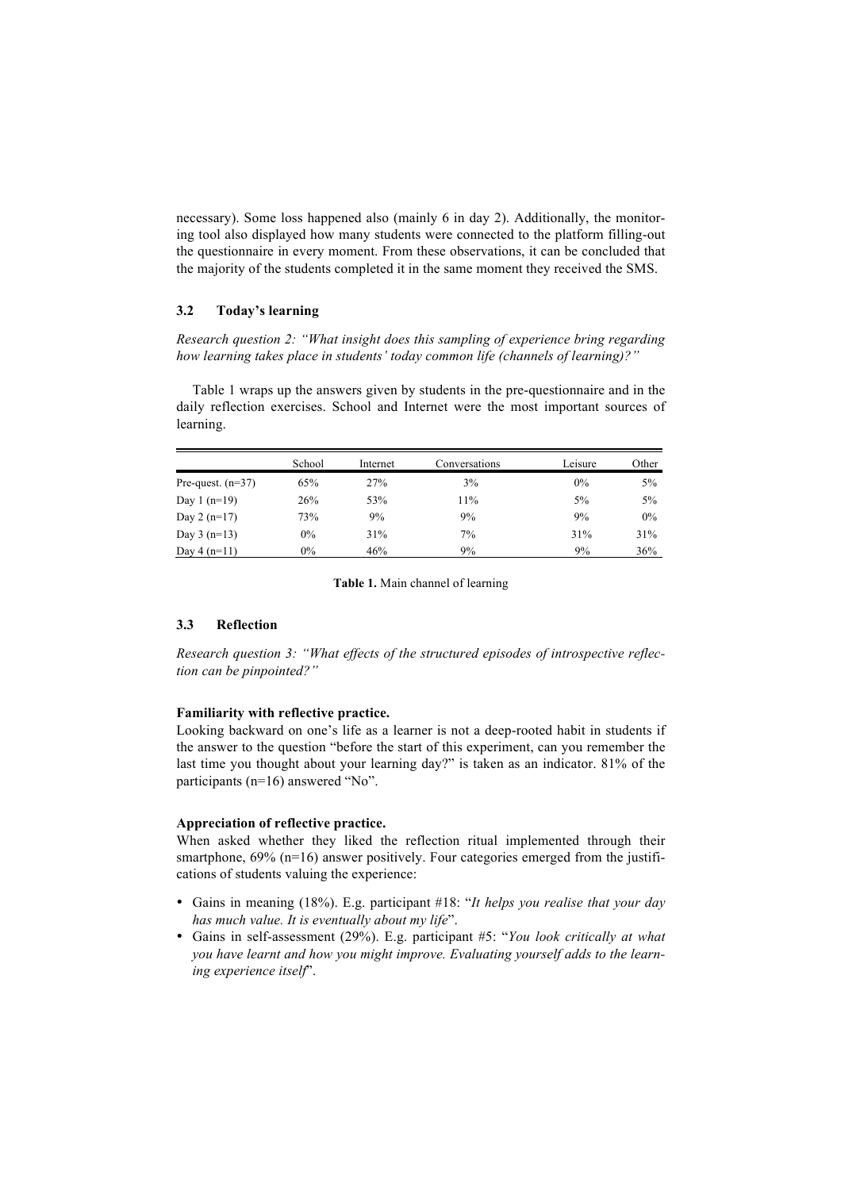necessary). Some loss happened also (mainly 6 in day 2). Additionally, the monitoring tool also displayed how many students were connected to the platform filling-out the questionnaire in every moment. From these observations, it can be concluded that the majority of the students completed it in the same moment they received the SMS.

### 3.2 Today's learning

*Research question 2: "What insight does this sampling of experience bring regarding how learning takes place in students' today common life (channels of learning)?"*

Table 1 wraps up the answers given by students in the pre-questionnaire and in the daily reflection exercises. School and Internet were the most important sources of learning.

| | School | Internet | Conversations | Leisure | Other |
|---|---|---|---|---|---|
| Pre-quest. (n=37) | 65% | 27% | 3% | 0% | 5% |
| Day 1 (n=19) | 26% | 53% | 11% | 5% | 5% |
| Day 2 (n=17) | 73% | 9% | 9% | 9% | 0% |
| Day 3 (n=13) | 0% | 31% | 7% | 31% | 31% |
| Day 4 (n=11) | 0% | 46% | 9% | 9% | 36% |

**Table 1.** Main channel of learning

### 3.3 Reflection

*Research question 3: "What effects of the structured episodes of introspective reflection can be pinpointed?"*

**Familiarity with reflective practice.**

Looking backward on one's life as a learner is not a deep-rooted habit in students if the answer to the question "before the start of this experiment, can you remember the last time you thought about your learning day?" is taken as an indicator. 81% of the participants (n=16) answered "No".

**Appreciation of reflective practice.**

When asked whether they liked the reflection ritual implemented through their smartphone, 69% (n=16) answer positively. Four categories emerged from the justifications of students valuing the experience:

- Gains in meaning (18%). E.g. participant #18: "*It helps you realise that your day has much value. It is eventually about my life*".
- Gains in self-assessment (29%). E.g. participant #5: "*You look critically at what you have learnt and how you might improve. Evaluating yourself adds to the learning experience itself*".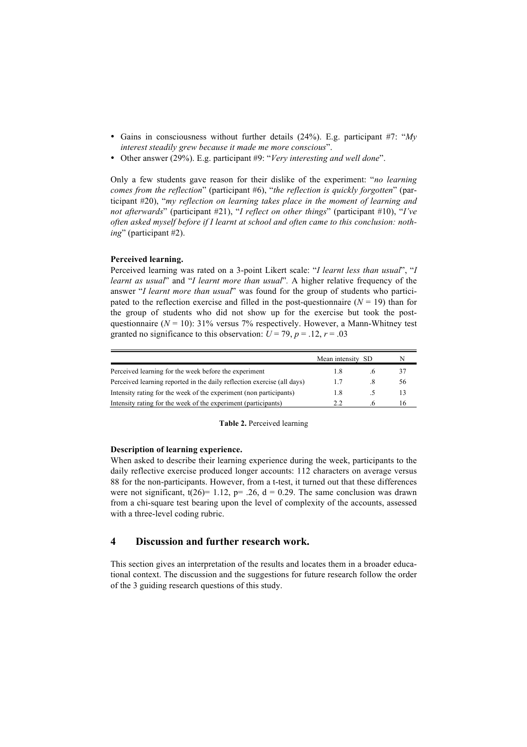- Gains in consciousness without further details (24%). E.g. participant #7: "*My interest steadily grew because it made me more conscious*".
- Other answer (29%). E.g. participant #9: "*Very interesting and well done*".

Only a few students gave reason for their dislike of the experiment: "*no learning comes from the reflection*" (participant #6), "*the reflection is quickly forgotten*" (participant #20), "*my reflection on learning takes place in the moment of learning and not afterwards*" (participant #21), "*I reflect on other things*" (participant #10), "*I've often asked myself before if I learnt at school and often came to this conclusion: nothing*" (participant #2).

**Perceived learning.**

Perceived learning was rated on a 3-point Likert scale: "*I learnt less than usual*", "*I learnt as usual*" and "*I learnt more than usual*". A higher relative frequency of the answer "*I learnt more than usual*" was found for the group of students who participated to the reflection exercise and filled in the post-questionnaire ($N = 19$) than for the group of students who did not show up for the exercise but took the post-questionnaire ($N = 10$): 31% versus 7% respectively. However, a Mann-Whitney test granted no significance to this observation: $U = 79$, $p = .12$, $r = .03$

| | Mean intensity | SD | N |
|---|---|---|---|
| Perceived learning for the week before the experiment | 1.8 | .6 | 37 |
| Perceived learning reported in the daily reflection exercise (all days) | 1.7 | .8 | 56 |
| Intensity rating for the week of the experiment (non participants) | 1.8 | .5 | 13 |
| Intensity rating for the week of the experiment (participants) | 2.2 | .6 | 16 |

**Table 2.** Perceived learning

**Description of learning experience.**

When asked to describe their learning experience during the week, participants to the daily reflective exercise produced longer accounts: 112 characters on average versus 88 for the non-participants. However, from a t-test, it turned out that these differences were not significant, $t(26) = 1.12$, $p = .26$, $d = 0.29$. The same conclusion was drawn from a chi-square test bearing upon the level of complexity of the accounts, assessed with a three-level coding rubric.

## 4 Discussion and further research work.

This section gives an interpretation of the results and locates them in a broader educational context. The discussion and the suggestions for future research follow the order of the 3 guiding research questions of this study.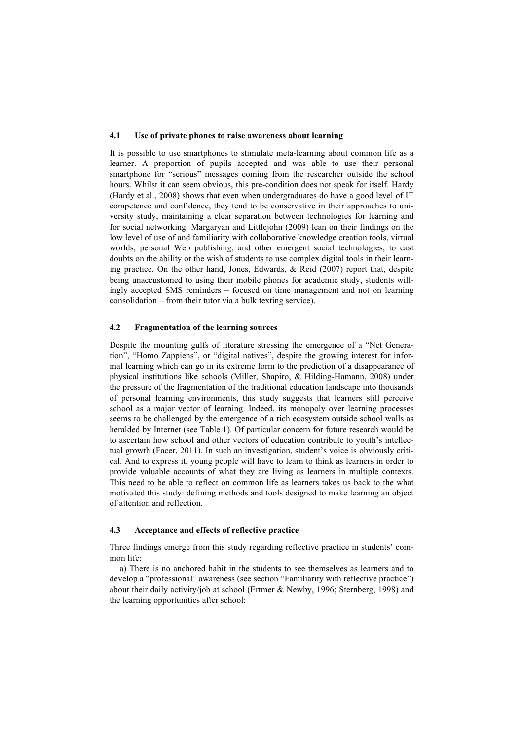### 4.1 Use of private phones to raise awareness about learning

It is possible to use smartphones to stimulate meta-learning about common life as a learner. A proportion of pupils accepted and was able to use their personal smartphone for "serious" messages coming from the researcher outside the school hours. Whilst it can seem obvious, this pre-condition does not speak for itself. Hardy (Hardy et al., 2008) shows that even when undergraduates do have a good level of IT competence and confidence, they tend to be conservative in their approaches to university study, maintaining a clear separation between technologies for learning and for social networking. Margaryan and Littlejohn (2009) lean on their findings on the low level of use of and familiarity with collaborative knowledge creation tools, virtual worlds, personal Web publishing, and other emergent social technologies, to cast doubts on the ability or the wish of students to use complex digital tools in their learning practice. On the other hand, Jones, Edwards, & Reid (2007) report that, despite being unaccustomed to using their mobile phones for academic study, students willingly accepted SMS reminders – focused on time management and not on learning consolidation – from their tutor via a bulk texting service).

### 4.2 Fragmentation of the learning sources

Despite the mounting gulfs of literature stressing the emergence of a "Net Generation", "Homo Zappiens", or "digital natives", despite the growing interest for informal learning which can go in its extreme form to the prediction of a disappearance of physical institutions like schools (Miller, Shapiro, & Hilding-Hamann, 2008) under the pressure of the fragmentation of the traditional education landscape into thousands of personal learning environments, this study suggests that learners still perceive school as a major vector of learning. Indeed, its monopoly over learning processes seems to be challenged by the emergence of a rich ecosystem outside school walls as heralded by Internet (see Table 1). Of particular concern for future research would be to ascertain how school and other vectors of education contribute to youth's intellectual growth (Facer, 2011). In such an investigation, student's voice is obviously critical. And to express it, young people will have to learn to think as learners in order to provide valuable accounts of what they are living as learners in multiple contexts. This need to be able to reflect on common life as learners takes us back to the what motivated this study: defining methods and tools designed to make learning an object of attention and reflection.

### 4.3 Acceptance and effects of reflective practice

Three findings emerge from this study regarding reflective practice in students' common life:

a) There is no anchored habit in the students to see themselves as learners and to develop a "professional" awareness (see section "Familiarity with reflective practice") about their daily activity/job at school (Ertmer & Newby, 1996; Sternberg, 1998) and the learning opportunities after school;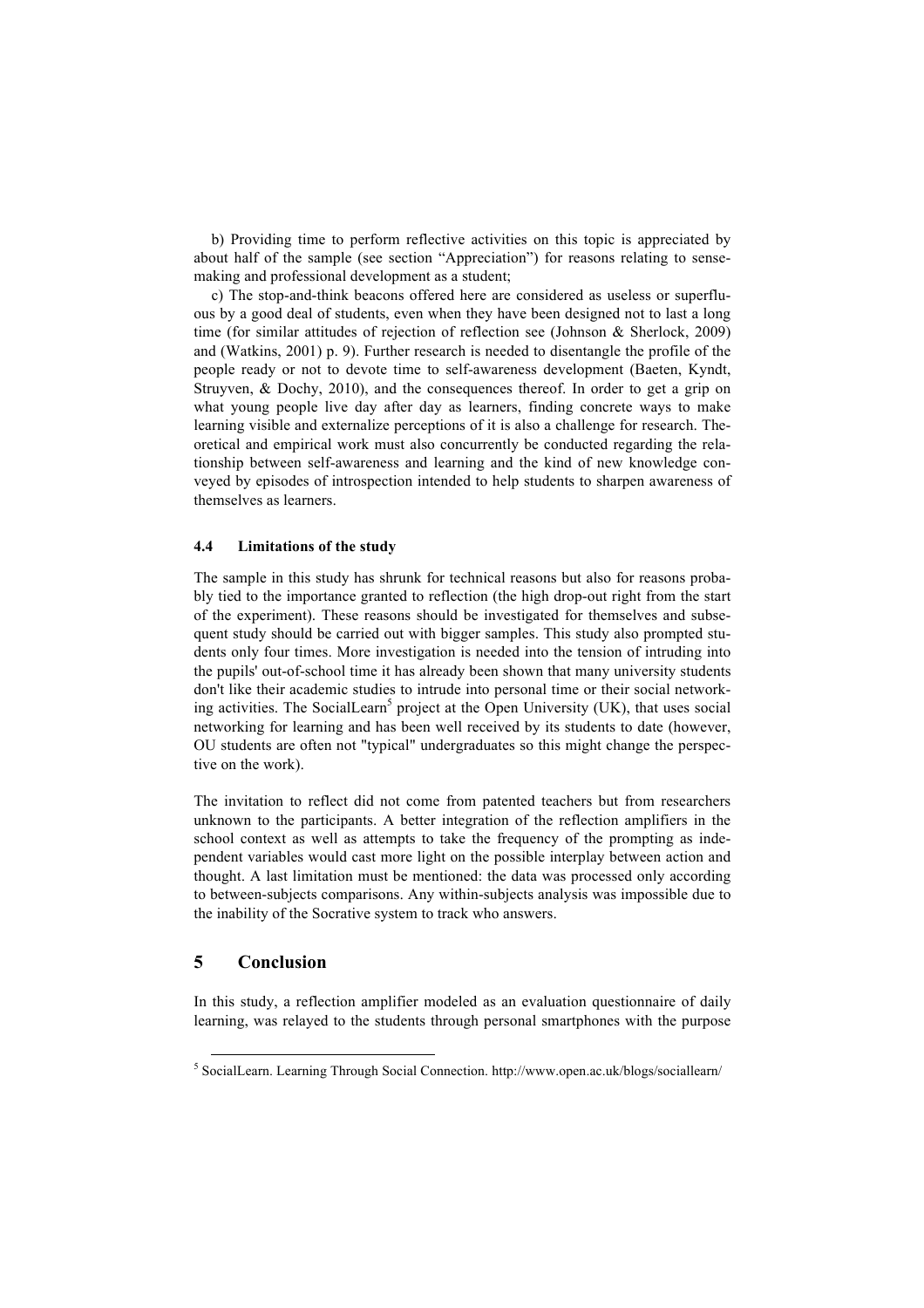b) Providing time to perform reflective activities on this topic is appreciated by about half of the sample (see section "Appreciation") for reasons relating to sense-making and professional development as a student;

c) The stop-and-think beacons offered here are considered as useless or superfluous by a good deal of students, even when they have been designed not to last a long time (for similar attitudes of rejection of reflection see (Johnson & Sherlock, 2009) and (Watkins, 2001) p. 9). Further research is needed to disentangle the profile of the people ready or not to devote time to self-awareness development (Baeten, Kyndt, Struyven, & Dochy, 2010), and the consequences thereof. In order to get a grip on what young people live day after day as learners, finding concrete ways to make learning visible and externalize perceptions of it is also a challenge for research. Theoretical and empirical work must also concurrently be conducted regarding the relationship between self-awareness and learning and the kind of new knowledge conveyed by episodes of introspection intended to help students to sharpen awareness of themselves as learners.

### 4.4 Limitations of the study

The sample in this study has shrunk for technical reasons but also for reasons probably tied to the importance granted to reflection (the high drop-out right from the start of the experiment). These reasons should be investigated for themselves and subsequent study should be carried out with bigger samples. This study also prompted students only four times. More investigation is needed into the tension of intruding into the pupils' out-of-school time it has already been shown that many university students don't like their academic studies to intrude into personal time or their social networking activities. The SocialLearn[5] project at the Open University (UK), that uses social networking for learning and has been well received by its students to date (however, OU students are often not "typical" undergraduates so this might change the perspective on the work).

The invitation to reflect did not come from patented teachers but from researchers unknown to the participants. A better integration of the reflection amplifiers in the school context as well as attempts to take the frequency of the prompting as independent variables would cast more light on the possible interplay between action and thought. A last limitation must be mentioned: the data was processed only according to between-subjects comparisons. Any within-subjects analysis was impossible due to the inability of the Socrative system to track who answers.

## 5 Conclusion

In this study, a reflection amplifier modeled as an evaluation questionnaire of daily learning, was relayed to the students through personal smartphones with the purpose

[5] SocialLearn. Learning Through Social Connection. http://www.open.ac.uk/blogs/sociallearn/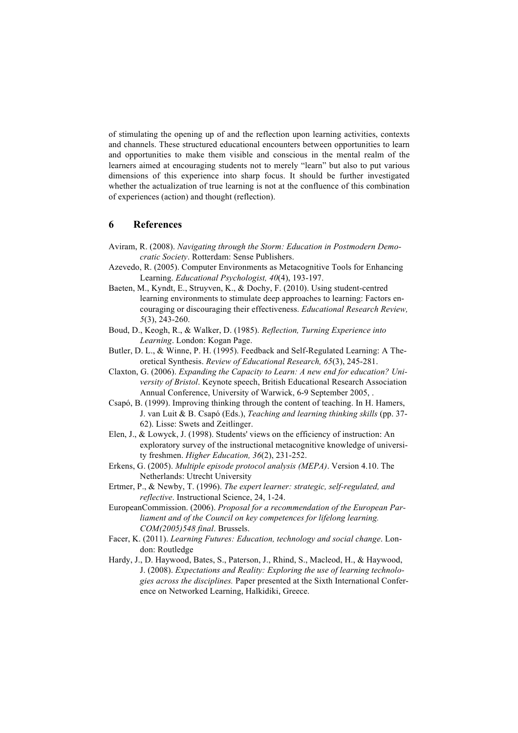of stimulating the opening up of and the reflection upon learning activities, contexts and channels. These structured educational encounters between opportunities to learn and opportunities to make them visible and conscious in the mental realm of the learners aimed at encouraging students not to merely "learn" but also to put various dimensions of this experience into sharp focus. It should be further investigated whether the actualization of true learning is not at the confluence of this combination of experiences (action) and thought (reflection).

## 6 References

Aviram, R. (2008). *Navigating through the Storm: Education in Postmodern Democratic Society*. Rotterdam: Sense Publishers.

Azevedo, R. (2005). Computer Environments as Metacognitive Tools for Enhancing Learning. *Educational Psychologist, 40*(4), 193-197.

Baeten, M., Kyndt, E., Struyven, K., & Dochy, F. (2010). Using student-centred learning environments to stimulate deep approaches to learning: Factors encouraging or discouraging their effectiveness. *Educational Research Review, 5*(3), 243-260.

Boud, D., Keogh, R., & Walker, D. (1985). *Reflection, Turning Experience into Learning*. London: Kogan Page.

Butler, D. L., & Winne, P. H. (1995). Feedback and Self-Regulated Learning: A Theoretical Synthesis. *Review of Educational Research, 65*(3), 245-281.

Claxton, G. (2006). *Expanding the Capacity to Learn: A new end for education? University of Bristol*. Keynote speech, British Educational Research Association Annual Conference, University of Warwick, 6-9 September 2005, .

Csapó, B. (1999). Improving thinking through the content of teaching. In H. Hamers, J. van Luit & B. Csapó (Eds.), *Teaching and learning thinking skills* (pp. 37-62). Lisse: Swets and Zeitlinger.

Elen, J., & Lowyck, J. (1998). Students' views on the efficiency of instruction: An exploratory survey of the instructional metacognitive knowledge of university freshmen. *Higher Education, 36*(2), 231-252.

Erkens, G. (2005). *Multiple episode protocol analysis (MEPA)*. Version 4.10. The Netherlands: Utrecht University

Ertmer, P., & Newby, T. (1996). *The expert learner: strategic, self-regulated, and reflective*. Instructional Science, 24, 1-24.

EuropeanCommission. (2006). *Proposal for a recommendation of the European Parliament and of the Council on key competences for lifelong learning. COM(2005)548 final*. Brussels.

Facer, K. (2011). *Learning Futures: Education, technology and social change*. London: Routledge

Hardy, J., D. Haywood, Bates, S., Paterson, J., Rhind, S., Macleod, H., & Haywood, J. (2008). *Expectations and Reality: Exploring the use of learning technologies across the disciplines.* Paper presented at the Sixth International Conference on Networked Learning, Halkidiki, Greece.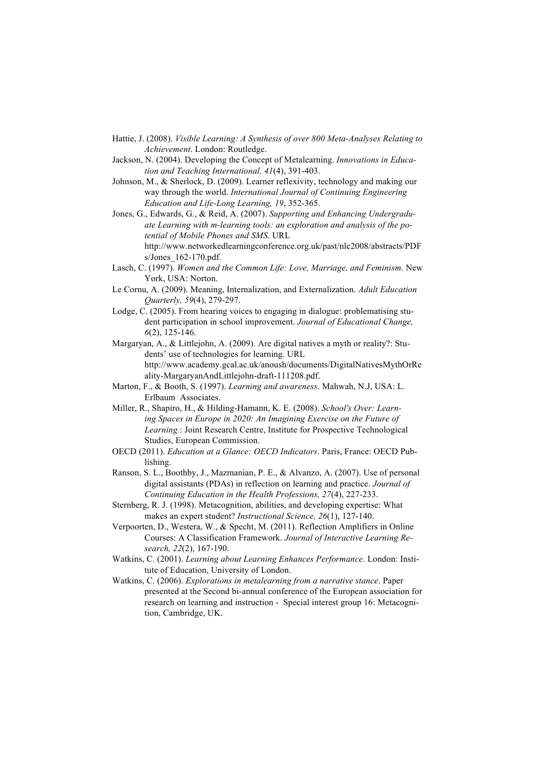Hattie, J. (2008). *Visible Learning: A Synthesis of over 800 Meta-Analyses Relating to Achievement*. London: Routledge.

Jackson, N. (2004). Developing the Concept of Metalearning. *Innovations in Education and Teaching International, 41*(4), 391-403.

Johnson, M., & Sherlock, D. (2009). Learner reflexivity, technology and making our way through the world. *International Journal of Continuing Engineering Education and Life-Long Learning, 19*, 352-365.

Jones, G., Edwards, G., & Reid, A. (2007). *Supporting and Enhancing Undergraduate Learning with m-learning tools: an exploration and analysis of the potential of Mobile Phones and SMS*. URL http://www.networkedlearningconference.org.uk/past/nlc2008/abstracts/PDFs/Jones_162-170.pdf.

Lasch, C. (1997). *Women and the Common Life: Love, Marriage, and Feminism*. New York, USA: Norton.

Le Cornu, A. (2009). Meaning, Internalization, and Externalization. *Adult Education Quarterly, 59*(4), 279-297.

Lodge, C. (2005). From hearing voices to engaging in dialogue: problematising student participation in school improvement. *Journal of Educational Change, 6*(2), 125-146.

Margaryan, A., & Littlejohn, A. (2009). Are digital natives a myth or reality?: Students' use of technologies for learning. URL http://www.academy.gcal.ac.uk/anoush/documents/DigitalNativesMythOrReality-MargaryanAndLittlejohn-draft-111208.pdf.

Marton, F., & Booth, S. (1997). *Learning and awareness*. Mahwah, N.J, USA: L. Erlbaum Associates.

Miller, R., Shapiro, H., & Hilding-Hamann, K. E. (2008). *School's Over: Learning Spaces in Europe in 2020: An Imagining Exercise on the Future of Learning.*: Joint Research Centre, Institute for Prospective Technological Studies, European Commission.

OECD (2011). *Education at a Glance: OECD Indicators*. Paris, France: OECD Publishing.

Ranson, S. L., Boothby, J., Mazmanian, P. E., & Alvanzo, A. (2007). Use of personal digital assistants (PDAs) in reflection on learning and practice. *Journal of Continuing Education in the Health Professions, 27*(4), 227-233.

Sternberg, R. J. (1998). Metacognition, abilities, and developing expertise: What makes an expert student? *Instructional Science, 26*(1), 127-140.

Verpoorten, D., Westera, W., & Specht, M. (2011). Reflection Amplifiers in Online Courses: A Classification Framework. *Journal of Interactive Learning Research, 22*(2), 167-190.

Watkins, C. (2001). *Learning about Learning Enhances Performance*. London: Institute of Education, University of London.

Watkins, C. (2006). *Explorations in metalearning from a narrative stance*. Paper presented at the Second bi-annual conference of the European association for research on learning and instruction - Special interest group 16: Metacognition, Cambridge, UK.